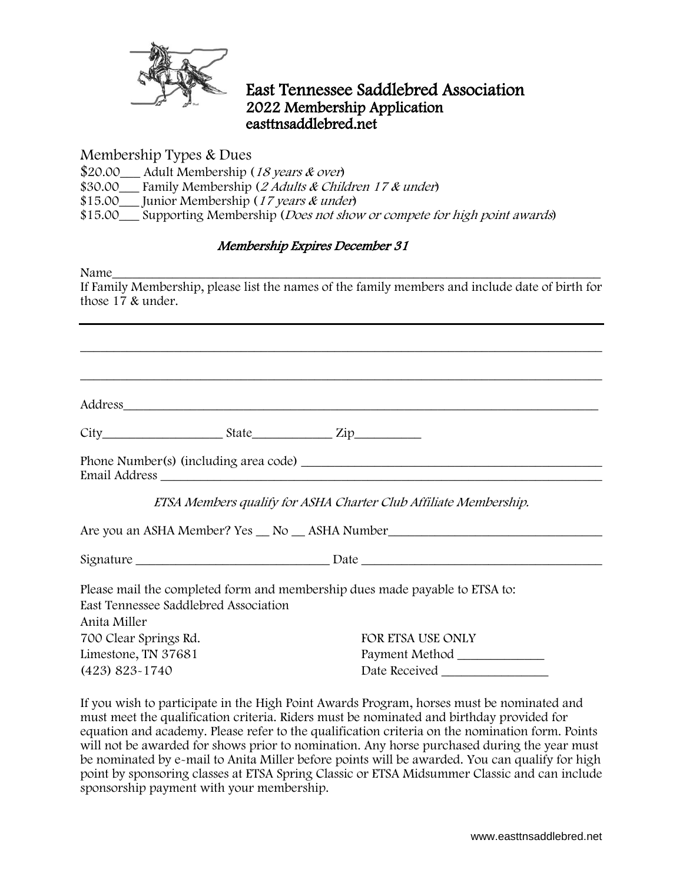# East Tennessee Saddlebred Association
## 2022 Membership Application
easttnsaddlebred.net

Membership Types & Dues

$20.00___ Adult Membership (*18 years & over*)
$30.00___ Family Membership (*2 Adults & Children 17 & under*)
$15.00___ Junior Membership (*17 years & under*)
$15.00___ Supporting Membership (*Does not show or compete for high point awards*)

*Membership Expires December 31*

Name___________________________________________________________________________

If Family Membership, please list the names of the family members and include date of birth for those 17 & under.

_______________________________________________________________________________

_______________________________________________________________________________

_______________________________________________________________________________

Address_________________________________________________________________________

City__________________ State____________ Zip__________

Phone Number(s) (including area code) _____________________________________________

Email Address __________________________________________________________________

*ETSA Members qualify for ASHA Charter Club Affiliate Membership.*

Are you an ASHA Member? Yes __ No __ ASHA Number_______________________________

Signature _____________________________ Date ____________________________________

Please mail the completed form and membership dues made payable to ETSA to:

East Tennessee Saddlebred Association
Anita Miller
700 Clear Springs Rd.
Limestone, TN 37681
(423) 823-1740

FOR ETSA USE ONLY
Payment Method _____________
Date Received ________________

If you wish to participate in the High Point Awards Program, horses must be nominated and must meet the qualification criteria. Riders must be nominated and birthday provided for equation and academy. Please refer to the qualification criteria on the nomination form. Points will not be awarded for shows prior to nomination. Any horse purchased during the year must be nominated by e-mail to Anita Miller before points will be awarded. You can qualify for high point by sponsoring classes at ETSA Spring Classic or ETSA Midsummer Classic and can include sponsorship payment with your membership.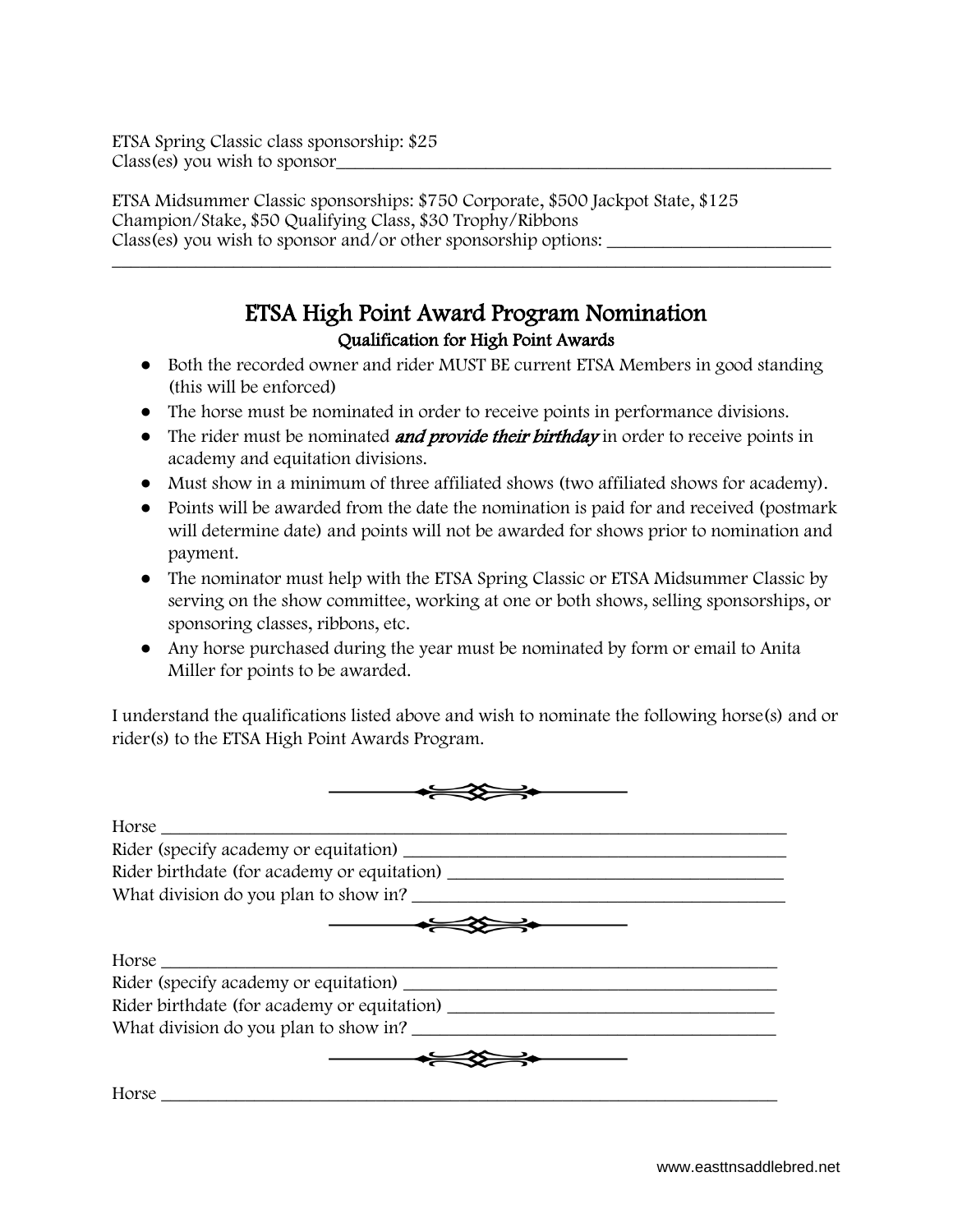ETSA Spring Classic class sponsorship: $25
Class(es) you wish to sponsor_______________________________________________________

ETSA Midsummer Classic sponsorships: $750 Corporate, $500 Jackpot State, $125 Champion/Stake, $50 Qualifying Class, $30 Trophy/Ribbons
Class(es) you wish to sponsor and/or other sponsorship options: ________________________
_________________________________________________________________________________

## ETSA High Point Award Program Nomination

### Qualification for High Point Awards

- Both the recorded owner and rider MUST BE current ETSA Members in good standing (this will be enforced)
- The horse must be nominated in order to receive points in performance divisions.
- The rider must be nominated ***and provide their birthday*** in order to receive points in academy and equitation divisions.
- Must show in a minimum of three affiliated shows (two affiliated shows for academy).
- Points will be awarded from the date the nomination is paid for and received (postmark will determine date) and points will not be awarded for shows prior to nomination and payment.
- The nominator must help with the ETSA Spring Classic or ETSA Midsummer Classic by serving on the show committee, working at one or both shows, selling sponsorships, or sponsoring classes, ribbons, etc.
- Any horse purchased during the year must be nominated by form or email to Anita Miller for points to be awarded.

I understand the qualifications listed above and wish to nominate the following horse(s) and or rider(s) to the ETSA High Point Awards Program.

Horse ____________________________________________________________________
Rider (specify academy or equitation) __________________________________________
Rider birthdate (for academy or equitation) _____________________________________
What division do you plan to show in? _________________________________________

Horse ____________________________________________________________________
Rider (specify academy or equitation) __________________________________________
Rider birthdate (for academy or equitation) _____________________________________
What division do you plan to show in? _________________________________________

Horse ____________________________________________________________________

www.easttnsaddlebred.net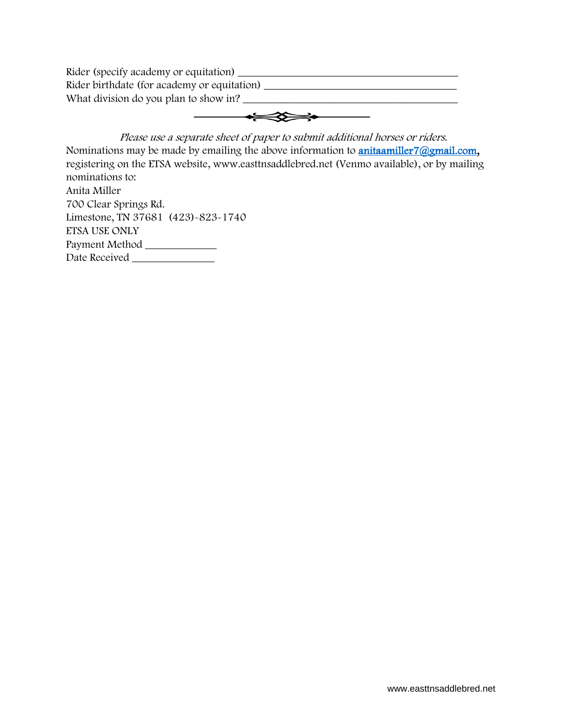Rider (specify academy or equitation) ___________________________________________

Rider birthdate (for academy or equitation) ____________________________________

What division do you plan to show in? __________________________________________

*Please use a separate sheet of paper to submit additional horses or riders.*

Nominations may be made by emailing the above information to anitaamiller7@gmail.com, registering on the ETSA website, www.easttnsaddlebred.net (Venmo available), or by mailing nominations to:

Anita Miller  
700 Clear Springs Rd.  
Limestone, TN 37681 (423)-823-1740

ETSA USE ONLY

Payment Method _____________

Date Received _______________